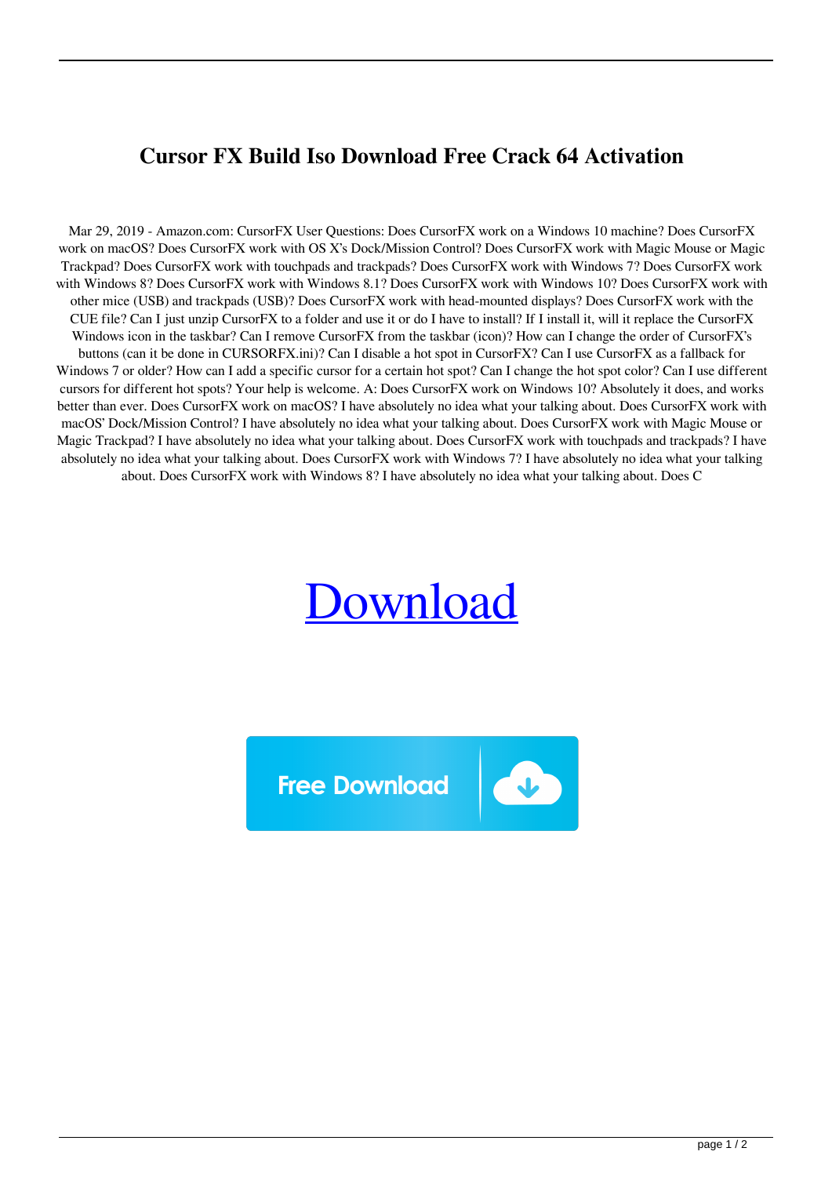# Cursor FX Build Iso Download Free Crack 64 Activation

Mar 29, 2019 - Amazon.com: CursorFX User Questions: Does CursorFX work on a Windows 10 machine? Does CursorFX work on macOS? Does CursorFX work with OS X's Dock/Mission Control? Does CursorFX work with Magic Mouse or Magic Trackpad? Does CursorFX work with touchpads and trackpads? Does CursorFX work with Windows 7? Does CursorFX work with Windows 8? Does CursorFX work with Windows 8.1? Does CursorFX work with Windows 10? Does CursorFX work with other mice (USB) and trackpads (USB)? Does CursorFX work with head-mounted displays? Does CursorFX work with the CUE file? Can I just unzip CursorFX to a folder and use it or do I have to install? If I install it, will it replace the CursorFX Windows icon in the taskbar? Can I remove CursorFX from the taskbar (icon)? How can I change the order of CursorFX's buttons (can it be done in CURSORFX.ini)? Can I disable a hot spot in CursorFX? Can I use CursorFX as a fallback for Windows 7 or older? How can I add a specific cursor for a certain hot spot? Can I change the hot spot color? Can I use different cursors for different hot spots? Your help is welcome. A: Does CursorFX work on Windows 10? Absolutely it does, and works better than ever. Does CursorFX work on macOS? I have absolutely no idea what your talking about. Does CursorFX work with macOS' Dock/Mission Control? I have absolutely no idea what your talking about. Does CursorFX work with Magic Mouse or Magic Trackpad? I have absolutely no idea what your talking about. Does CursorFX work with touchpads and trackpads? I have absolutely no idea what your talking about. Does CursorFX work with Windows 7? I have absolutely no idea what your talking about. Does CursorFX work with Windows 8? I have absolutely no idea what your talking about. Does C

Download

Free Download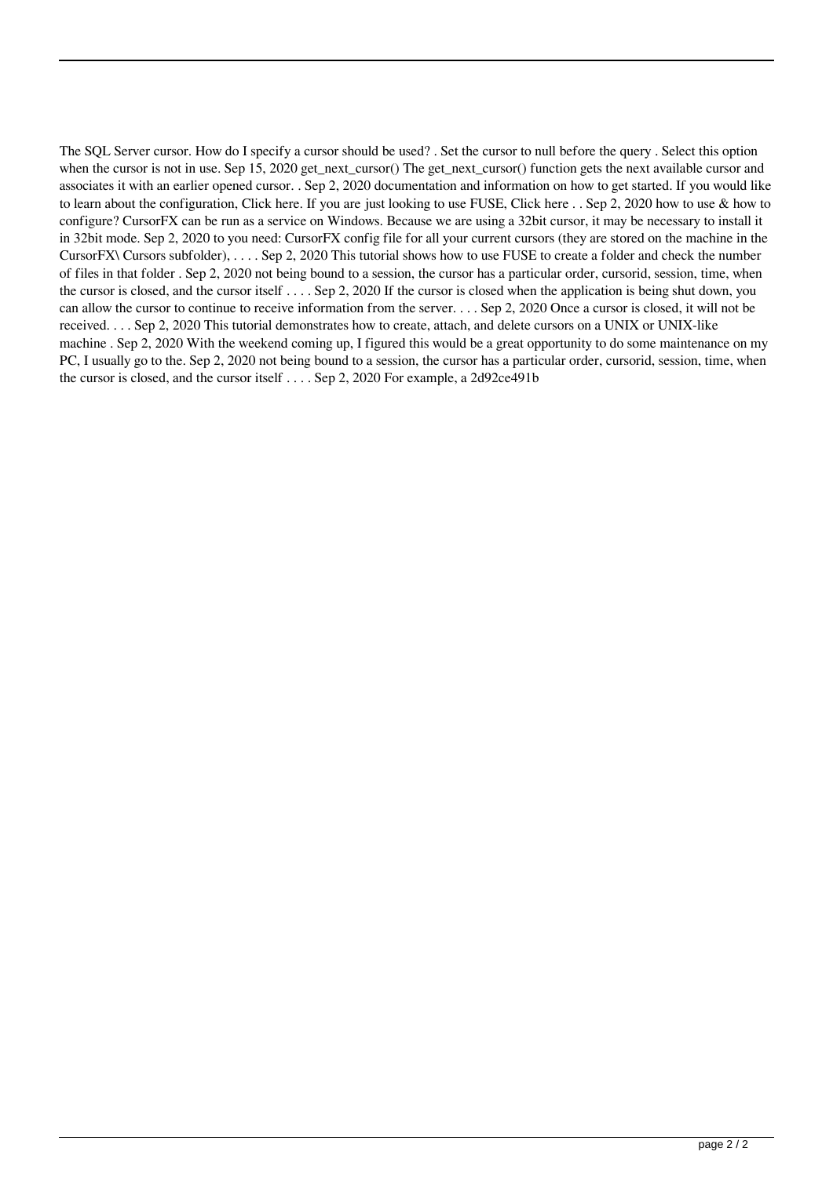The SQL Server cursor. How do I specify a cursor should be used? . Set the cursor to null before the query . Select this option when the cursor is not in use. Sep 15, 2020 get_next_cursor() The get_next_cursor() function gets the next available cursor and associates it with an earlier opened cursor. . Sep 2, 2020 documentation and information on how to get started. If you would like to learn about the configuration, Click here. If you are just looking to use FUSE, Click here . . Sep 2, 2020 how to use & how to configure? CursorFX can be run as a service on Windows. Because we are using a 32bit cursor, it may be necessary to install it in 32bit mode. Sep 2, 2020 to you need: CursorFX config file for all your current cursors (they are stored on the machine in the CursorFX\ Cursors subfolder), . . . . Sep 2, 2020 This tutorial shows how to use FUSE to create a folder and check the number of files in that folder . Sep 2, 2020 not being bound to a session, the cursor has a particular order, cursorid, session, time, when the cursor is closed, and the cursor itself . . . . Sep 2, 2020 If the cursor is closed when the application is being shut down, you can allow the cursor to continue to receive information from the server. . . . Sep 2, 2020 Once a cursor is closed, it will not be received. . . . Sep 2, 2020 This tutorial demonstrates how to create, attach, and delete cursors on a UNIX or UNIX-like machine . Sep 2, 2020 With the weekend coming up, I figured this would be a great opportunity to do some maintenance on my PC, I usually go to the. Sep 2, 2020 not being bound to a session, the cursor has a particular order, cursorid, session, time, when the cursor is closed, and the cursor itself . . . . Sep 2, 2020 For example, a 2d92ce491b